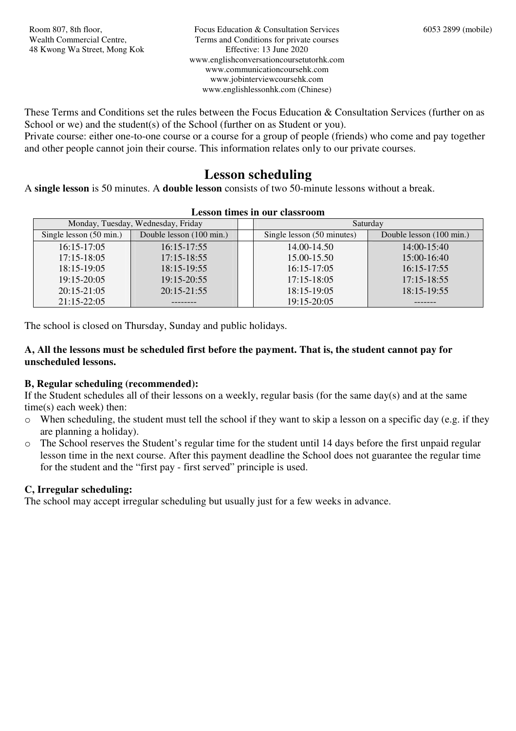Room 807, 8th floor,
Wealth Commercial Centre,
48 Kwong Wa Street, Mong Kok

Focus Education & Consultation Services
Terms and Conditions for private courses
Effective: 13 June 2020
www.englishconversationcoursetutorhk.com
www.communicationcoursehk.com
www.jobinterviewcoursehk.com
www.englishlessonhk.com (Chinese)

6053 2899 (mobile)

These Terms and Conditions set the rules between the Focus Education & Consultation Services (further on as School or we) and the student(s) of the School (further on as Student or you).
Private course: either one-to-one course or a course for a group of people (friends) who come and pay together and other people cannot join their course. This information relates only to our private courses.

# Lesson scheduling

A **single lesson** is 50 minutes. A **double lesson** consists of two 50-minute lessons without a break.

**Lesson times in our classroom**

| Monday, Tuesday, Wednesday, Friday | | | Saturday | |
|---|---|---|---|---|
| Single lesson (50 min.) | Double lesson (100 min.) | | Single lesson (50 minutes) | Double lesson (100 min.) |
| 16:15-17:05 | 16:15-17:55 | | 14.00-14.50 | 14:00-15:40 |
| 17:15-18:05 | 17:15-18:55 | | 15.00-15.50 | 15:00-16:40 |
| 18:15-19:05 | 18:15-19:55 | | 16:15-17:05 | 16:15-17:55 |
| 19:15-20:05 | 19:15-20:55 | | 17:15-18:05 | 17:15-18:55 |
| 20:15-21:05 | 20:15-21:55 | | 18:15-19:05 | 18:15-19:55 |
| 21:15-22:05 | -------- | | 19:15-20:05 | ------- |

The school is closed on Thursday, Sunday and public holidays.

**A, All the lessons must be scheduled first before the payment. That is, the student cannot pay for unscheduled lessons.**

**B, Regular scheduling (recommended):**
If the Student schedules all of their lessons on a weekly, regular basis (for the same day(s) and at the same time(s) each week) then:

- When scheduling, the student must tell the school if they want to skip a lesson on a specific day (e.g. if they are planning a holiday).
- The School reserves the Student's regular time for the student until 14 days before the first unpaid regular lesson time in the next course. After this payment deadline the School does not guarantee the regular time for the student and the "first pay - first served" principle is used.

**C, Irregular scheduling:**
The school may accept irregular scheduling but usually just for a few weeks in advance.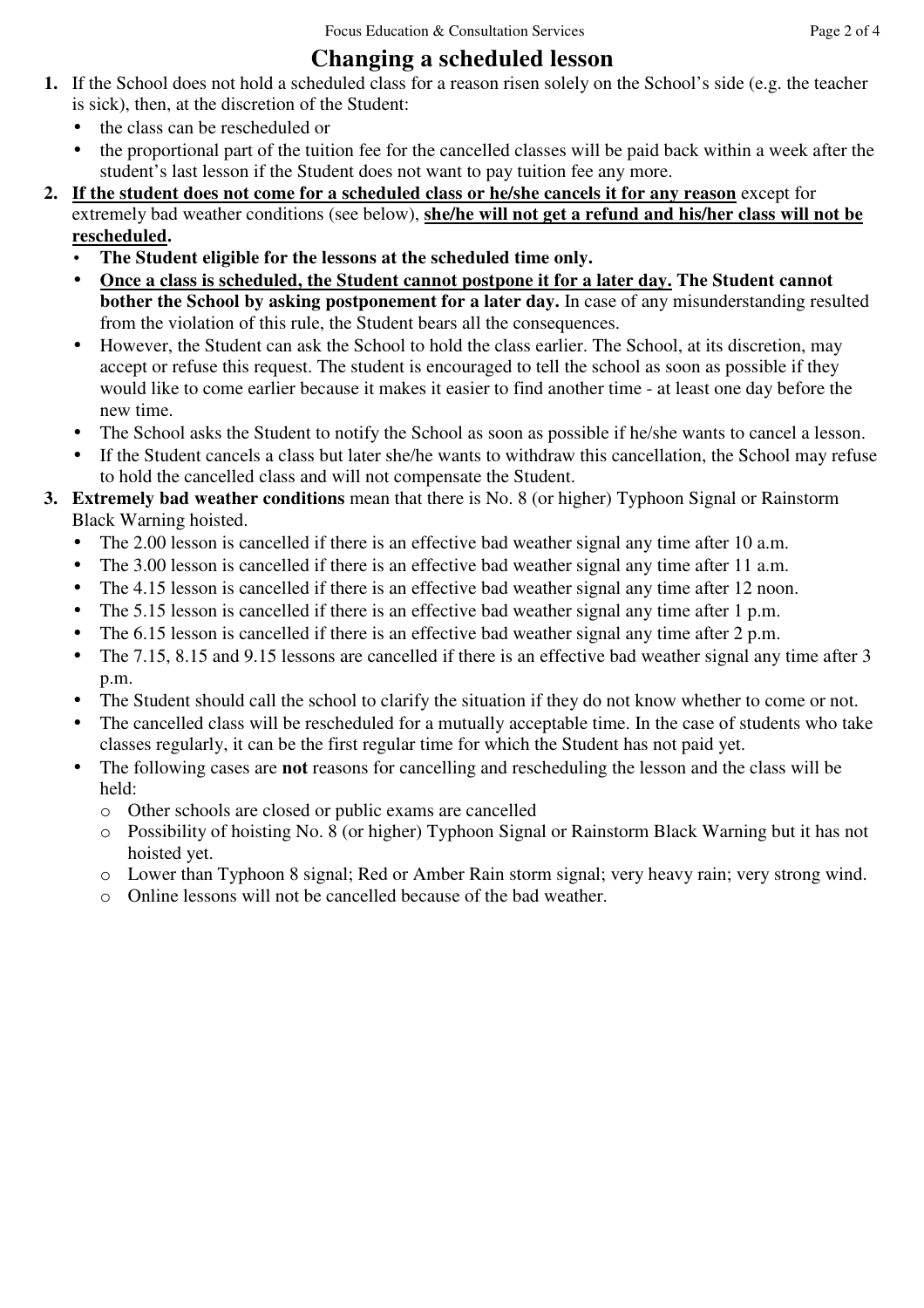# Changing a scheduled lesson

1. If the School does not hold a scheduled class for a reason risen solely on the School's side (e.g. the teacher is sick), then, at the discretion of the Student:
   - the class can be rescheduled or
   - the proportional part of the tuition fee for the cancelled classes will be paid back within a week after the student's last lesson if the Student does not want to pay tuition fee any more.
2. <u>**If the student does not come for a scheduled class or he/she cancels it for any reason**</u> except for extremely bad weather conditions (see below), <u>**she/he will not get a refund and his/her class will not be rescheduled**</u>**.**
   - **The Student eligible for the lessons at the scheduled time only.**
   - <u>**Once a class is scheduled, the Student cannot postpone it for a later day.**</u> **The Student cannot bother the School by asking postponement for a later day.** In case of any misunderstanding resulted from the violation of this rule, the Student bears all the consequences.
   - However, the Student can ask the School to hold the class earlier. The School, at its discretion, may accept or refuse this request. The student is encouraged to tell the school as soon as possible if they would like to come earlier because it makes it easier to find another time - at least one day before the new time.
   - The School asks the Student to notify the School as soon as possible if he/she wants to cancel a lesson.
   - If the Student cancels a class but later she/he wants to withdraw this cancellation, the School may refuse to hold the cancelled class and will not compensate the Student.
3. **Extremely bad weather conditions** mean that there is No. 8 (or higher) Typhoon Signal or Rainstorm Black Warning hoisted.
   - The 2.00 lesson is cancelled if there is an effective bad weather signal any time after 10 a.m.
   - The 3.00 lesson is cancelled if there is an effective bad weather signal any time after 11 a.m.
   - The 4.15 lesson is cancelled if there is an effective bad weather signal any time after 12 noon.
   - The 5.15 lesson is cancelled if there is an effective bad weather signal any time after 1 p.m.
   - The 6.15 lesson is cancelled if there is an effective bad weather signal any time after 2 p.m.
   - The 7.15, 8.15 and 9.15 lessons are cancelled if there is an effective bad weather signal any time after 3 p.m.
   - The Student should call the school to clarify the situation if they do not know whether to come or not.
   - The cancelled class will be rescheduled for a mutually acceptable time. In the case of students who take classes regularly, it can be the first regular time for which the Student has not paid yet.
   - The following cases are **not** reasons for cancelling and rescheduling the lesson and the class will be held:
     - Other schools are closed or public exams are cancelled
     - Possibility of hoisting No. 8 (or higher) Typhoon Signal or Rainstorm Black Warning but it has not hoisted yet.
     - Lower than Typhoon 8 signal; Red or Amber Rain storm signal; very heavy rain; very strong wind.
     - Online lessons will not be cancelled because of the bad weather.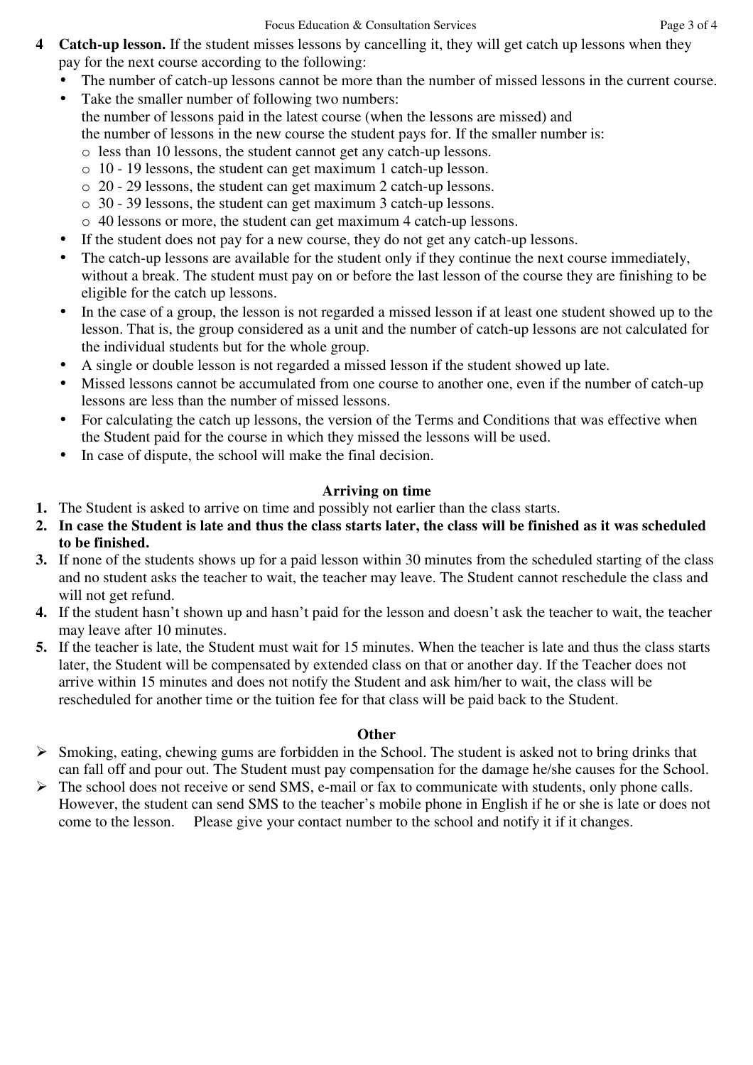4 **Catch-up lesson.** If the student misses lessons by cancelling it, they will get catch up lessons when they pay for the next course according to the following:

- The number of catch-up lessons cannot be more than the number of missed lessons in the current course.
- Take the smaller number of following two numbers:
  the number of lessons paid in the latest course (when the lessons are missed) and
  the number of lessons in the new course the student pays for. If the smaller number is:
  - less than 10 lessons, the student cannot get any catch-up lessons.
  - 10 - 19 lessons, the student can get maximum 1 catch-up lesson.
  - 20 - 29 lessons, the student can get maximum 2 catch-up lessons.
  - 30 - 39 lessons, the student can get maximum 3 catch-up lessons.
  - 40 lessons or more, the student can get maximum 4 catch-up lessons.
- If the student does not pay for a new course, they do not get any catch-up lessons.
- The catch-up lessons are available for the student only if they continue the next course immediately, without a break. The student must pay on or before the last lesson of the course they are finishing to be eligible for the catch up lessons.
- In the case of a group, the lesson is not regarded a missed lesson if at least one student showed up to the lesson. That is, the group considered as a unit and the number of catch-up lessons are not calculated for the individual students but for the whole group.
- A single or double lesson is not regarded a missed lesson if the student showed up late.
- Missed lessons cannot be accumulated from one course to another one, even if the number of catch-up lessons are less than the number of missed lessons.
- For calculating the catch up lessons, the version of the Terms and Conditions that was effective when the Student paid for the course in which they missed the lessons will be used.
- In case of dispute, the school will make the final decision.

## Arriving on time

1. The Student is asked to arrive on time and possibly not earlier than the class starts.
2. **In case the Student is late and thus the class starts later, the class will be finished as it was scheduled to be finished.**
3. If none of the students shows up for a paid lesson within 30 minutes from the scheduled starting of the class and no student asks the teacher to wait, the teacher may leave. The Student cannot reschedule the class and will not get refund.
4. If the student hasn't shown up and hasn't paid for the lesson and doesn't ask the teacher to wait, the teacher may leave after 10 minutes.
5. If the teacher is late, the Student must wait for 15 minutes. When the teacher is late and thus the class starts later, the Student will be compensated by extended class on that or another day. If the Teacher does not arrive within 15 minutes and does not notify the Student and ask him/her to wait, the class will be rescheduled for another time or the tuition fee for that class will be paid back to the Student.

## Other

- Smoking, eating, chewing gums are forbidden in the School. The student is asked not to bring drinks that can fall off and pour out. The Student must pay compensation for the damage he/she causes for the School.
- The school does not receive or send SMS, e-mail or fax to communicate with students, only phone calls. However, the student can send SMS to the teacher's mobile phone in English if he or she is late or does not come to the lesson. Please give your contact number to the school and notify it if it changes.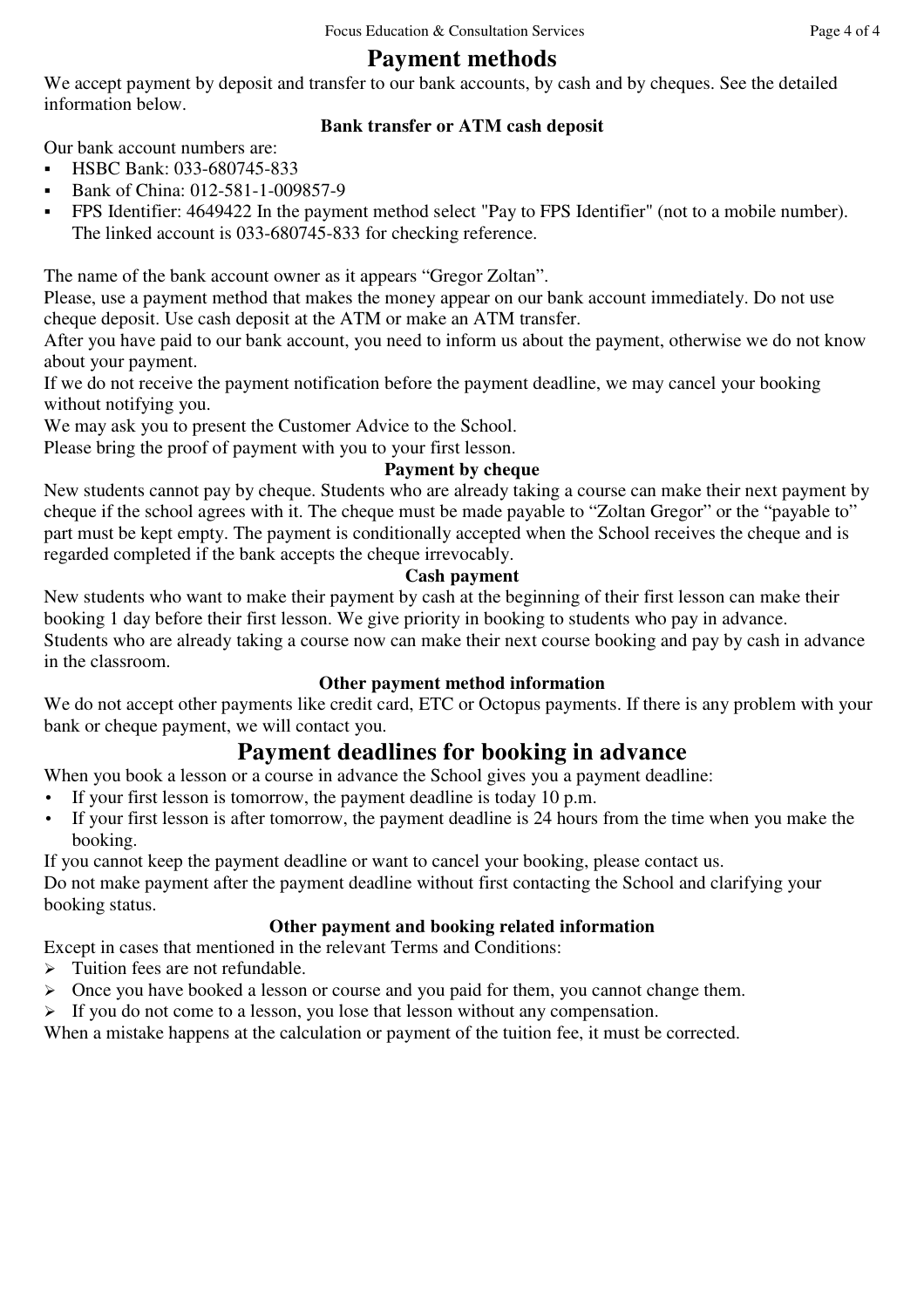# Payment methods

We accept payment by deposit and transfer to our bank accounts, by cash and by cheques. See the detailed information below.

### Bank transfer or ATM cash deposit

Our bank account numbers are:

- HSBC Bank: 033-680745-833
- Bank of China: 012-581-1-009857-9
- FPS Identifier: 4649422 In the payment method select "Pay to FPS Identifier" (not to a mobile number). The linked account is 033-680745-833 for checking reference.

The name of the bank account owner as it appears "Gregor Zoltan".

Please, use a payment method that makes the money appear on our bank account immediately. Do not use cheque deposit. Use cash deposit at the ATM or make an ATM transfer.

After you have paid to our bank account, you need to inform us about the payment, otherwise we do not know about your payment.

If we do not receive the payment notification before the payment deadline, we may cancel your booking without notifying you.

We may ask you to present the Customer Advice to the School.

Please bring the proof of payment with you to your first lesson.

### Payment by cheque

New students cannot pay by cheque. Students who are already taking a course can make their next payment by cheque if the school agrees with it. The cheque must be made payable to "Zoltan Gregor" or the "payable to" part must be kept empty. The payment is conditionally accepted when the School receives the cheque and is regarded completed if the bank accepts the cheque irrevocably.

### Cash payment

New students who want to make their payment by cash at the beginning of their first lesson can make their booking 1 day before their first lesson. We give priority in booking to students who pay in advance.

Students who are already taking a course now can make their next course booking and pay by cash in advance in the classroom.

### Other payment method information

We do not accept other payments like credit card, ETC or Octopus payments. If there is any problem with your bank or cheque payment, we will contact you.

# Payment deadlines for booking in advance

When you book a lesson or a course in advance the School gives you a payment deadline:

- If your first lesson is tomorrow, the payment deadline is today 10 p.m.
- If your first lesson is after tomorrow, the payment deadline is 24 hours from the time when you make the booking.

If you cannot keep the payment deadline or want to cancel your booking, please contact us.

Do not make payment after the payment deadline without first contacting the School and clarifying your booking status.

### Other payment and booking related information

Except in cases that mentioned in the relevant Terms and Conditions:

- Tuition fees are not refundable.
- Once you have booked a lesson or course and you paid for them, you cannot change them.
- If you do not come to a lesson, you lose that lesson without any compensation.

When a mistake happens at the calculation or payment of the tuition fee, it must be corrected.